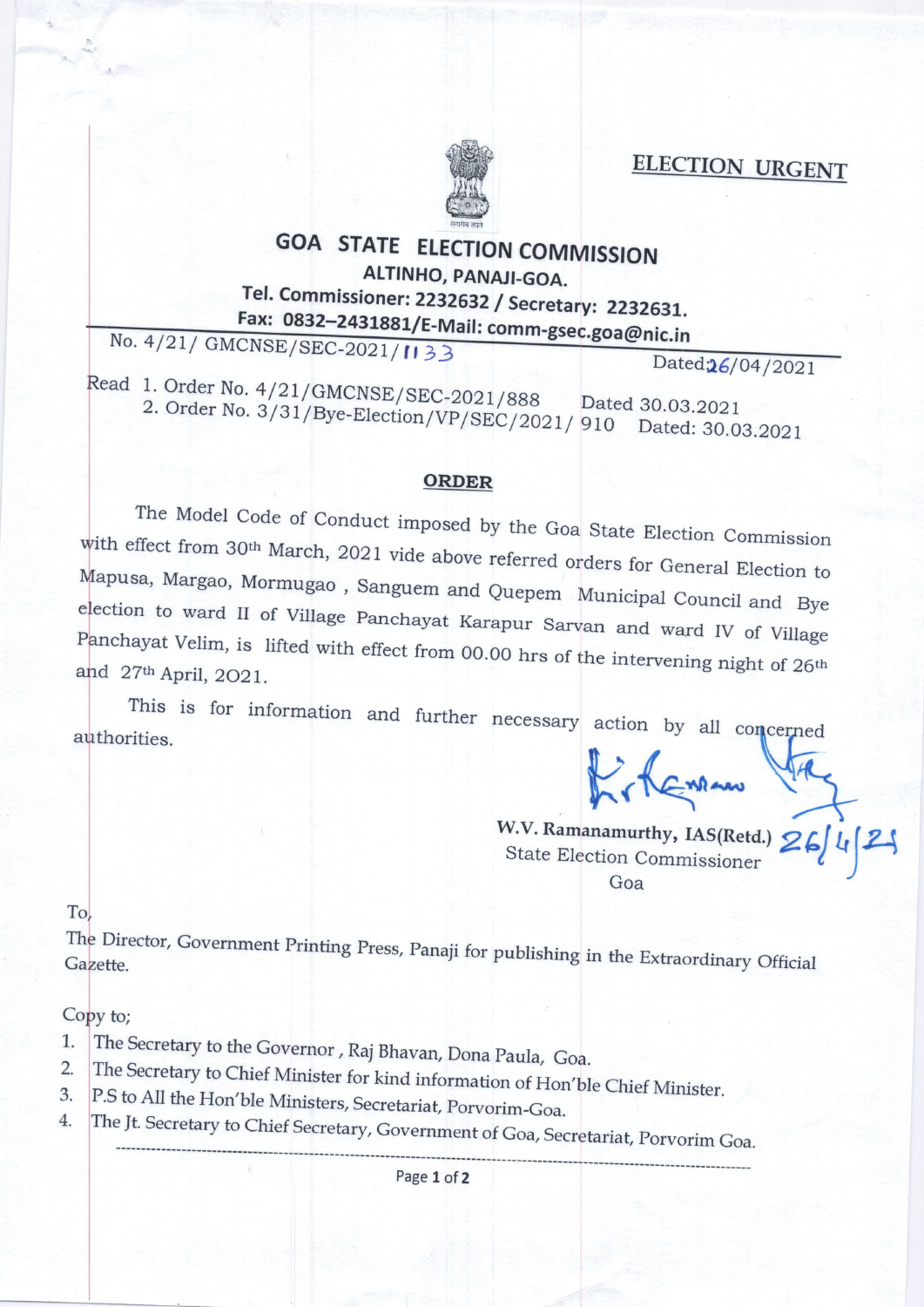**ELECTION URGENT**

# GOA STATE ELECTION COMMISSION

**ALTINHO, PANAJI-GOA.**

**Tel. Commissioner: 2232632 / Secretary: 2232631.**

**Fax: 0832–2431881/E-Mail: comm-gsec.goa@nic.in**

No. 4/21/ GMCNSE/SEC-2021/1133 Dated:26/04/2021

Read 1. Order No. 4/21/GMCNSE/SEC-2021/888 Dated 30.03.2021
2. Order No. 3/31/Bye-Election/VP/SEC/2021/ 910 Dated: 30.03.2021

## ORDER

The Model Code of Conduct imposed by the Goa State Election Commission with effect from 30th March, 2021 vide above referred orders for General Election to Mapusa, Margao, Mormugao , Sanguem and Quepem Municipal Council and Bye election to ward II of Village Panchayat Karapur Sarvan and ward IV of Village Panchayat Velim, is lifted with effect from 00.00 hrs of the intervening night of 26th and 27th April, 2021.

This is for information and further necessary action by all concerned authorities.

**W.V. Ramanamurthy, IAS(Retd.)** 26/4/21
State Election Commissioner
Goa

To,
The Director, Government Printing Press, Panaji for publishing in the Extraordinary Official Gazette.

Copy to;

1. The Secretary to the Governor , Raj Bhavan, Dona Paula, Goa.
2. The Secretary to Chief Minister for kind information of Hon'ble Chief Minister.
3. P.S to All the Hon'ble Ministers, Secretariat, Porvorim-Goa.
4. The Jt. Secretary to Chief Secretary, Government of Goa, Secretariat, Porvorim Goa.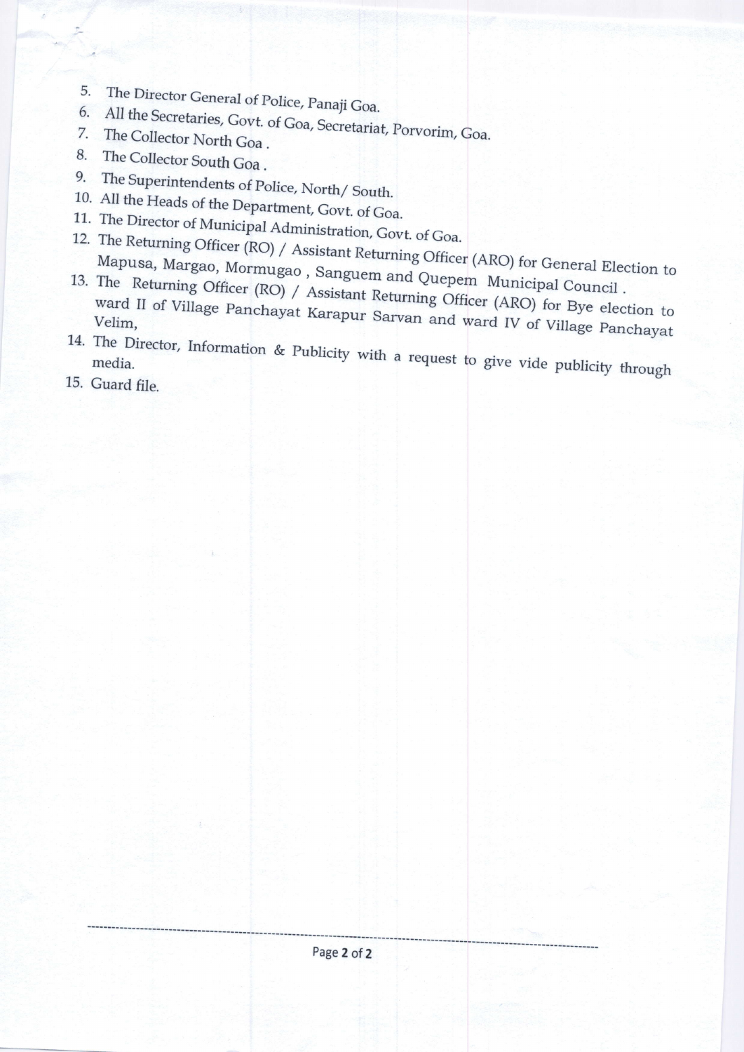5. The Director General of Police, Panaji Goa.
6. All the Secretaries, Govt. of Goa, Secretariat, Porvorim, Goa.
7. The Collector North Goa .
8. The Collector South Goa .
9. The Superintendents of Police, North/ South.
10. All the Heads of the Department, Govt. of Goa.
11. The Director of Municipal Administration, Govt. of Goa.
12. The Returning Officer (RO) / Assistant Returning Officer (ARO) for General Election to Mapusa, Margao, Mormugao , Sanguem and Quepem Municipal Council .
13. The Returning Officer (RO) / Assistant Returning Officer (ARO) for Bye election to ward II of Village Panchayat Karapur Sarvan and ward IV of Village Panchayat Velim,
14. The Director, Information & Publicity with a request to give vide publicity through media.
15. Guard file.